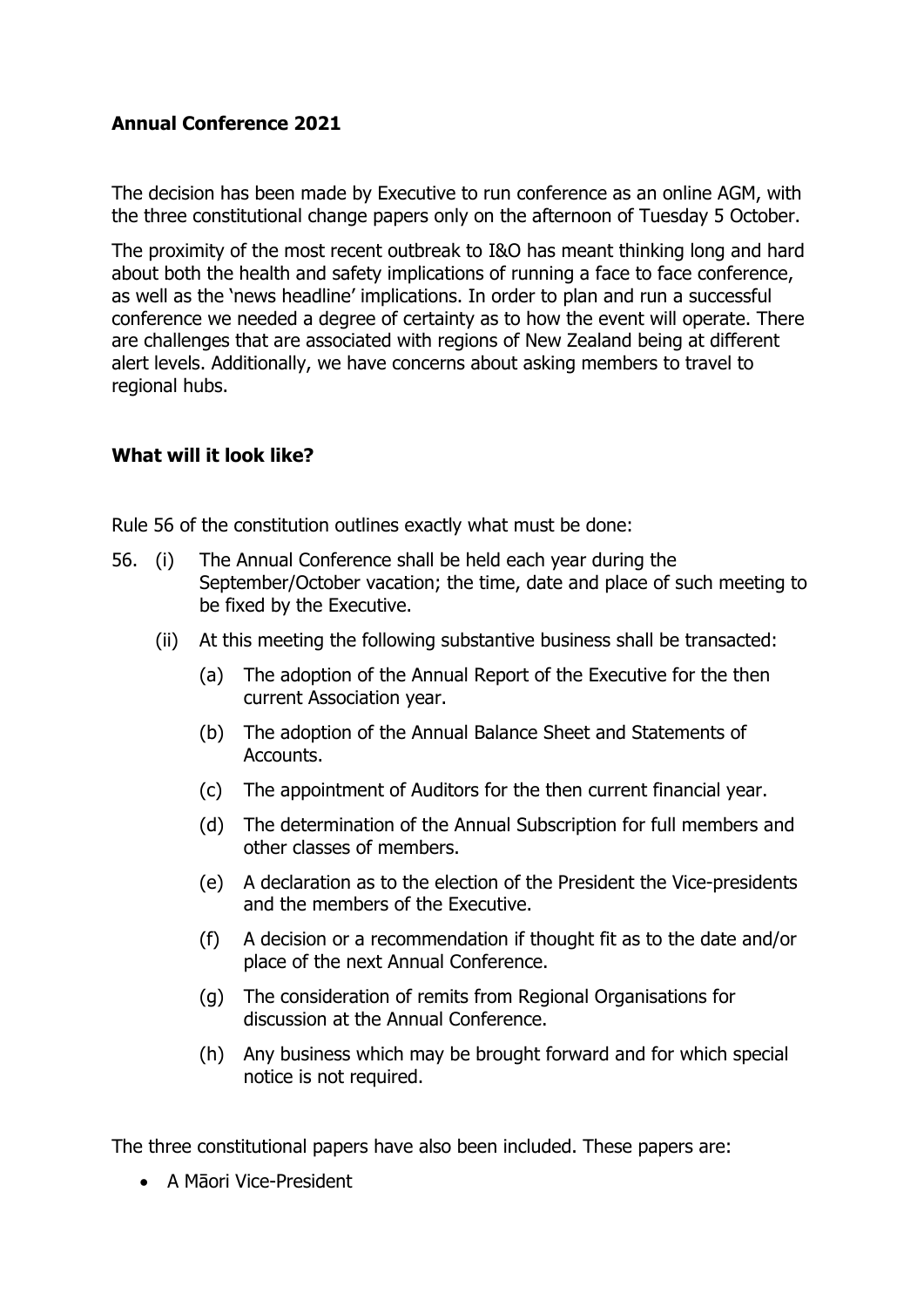## Annual Conference 2021

The decision has been made by Executive to run conference as an online AGM, with the three constitutional change papers only on the afternoon of Tuesday 5 October.

The proximity of the most recent outbreak to I&O has meant thinking long and hard about both the health and safety implications of running a face to face conference, as well as the 'news headline' implications. In order to plan and run a successful conference we needed a degree of certainty as to how the event will operate. There are challenges that are associated with regions of New Zealand being at different alert levels. Additionally, we have concerns about asking members to travel to regional hubs.

### What will it look like?

Rule 56 of the constitution outlines exactly what must be done:

56. (i) The Annual Conference shall be held each year during the September/October vacation; the time, date and place of such meeting to be fixed by the Executive.

    (ii) At this meeting the following substantive business shall be transacted:

    (a) The adoption of the Annual Report of the Executive for the then current Association year.

    (b) The adoption of the Annual Balance Sheet and Statements of Accounts.

    (c) The appointment of Auditors for the then current financial year.

    (d) The determination of the Annual Subscription for full members and other classes of members.

    (e) A declaration as to the election of the President the Vice-presidents and the members of the Executive.

    (f) A decision or a recommendation if thought fit as to the date and/or place of the next Annual Conference.

    (g) The consideration of remits from Regional Organisations for discussion at the Annual Conference.

    (h) Any business which may be brought forward and for which special notice is not required.

The three constitutional papers have also been included. These papers are:

- A Māori Vice-President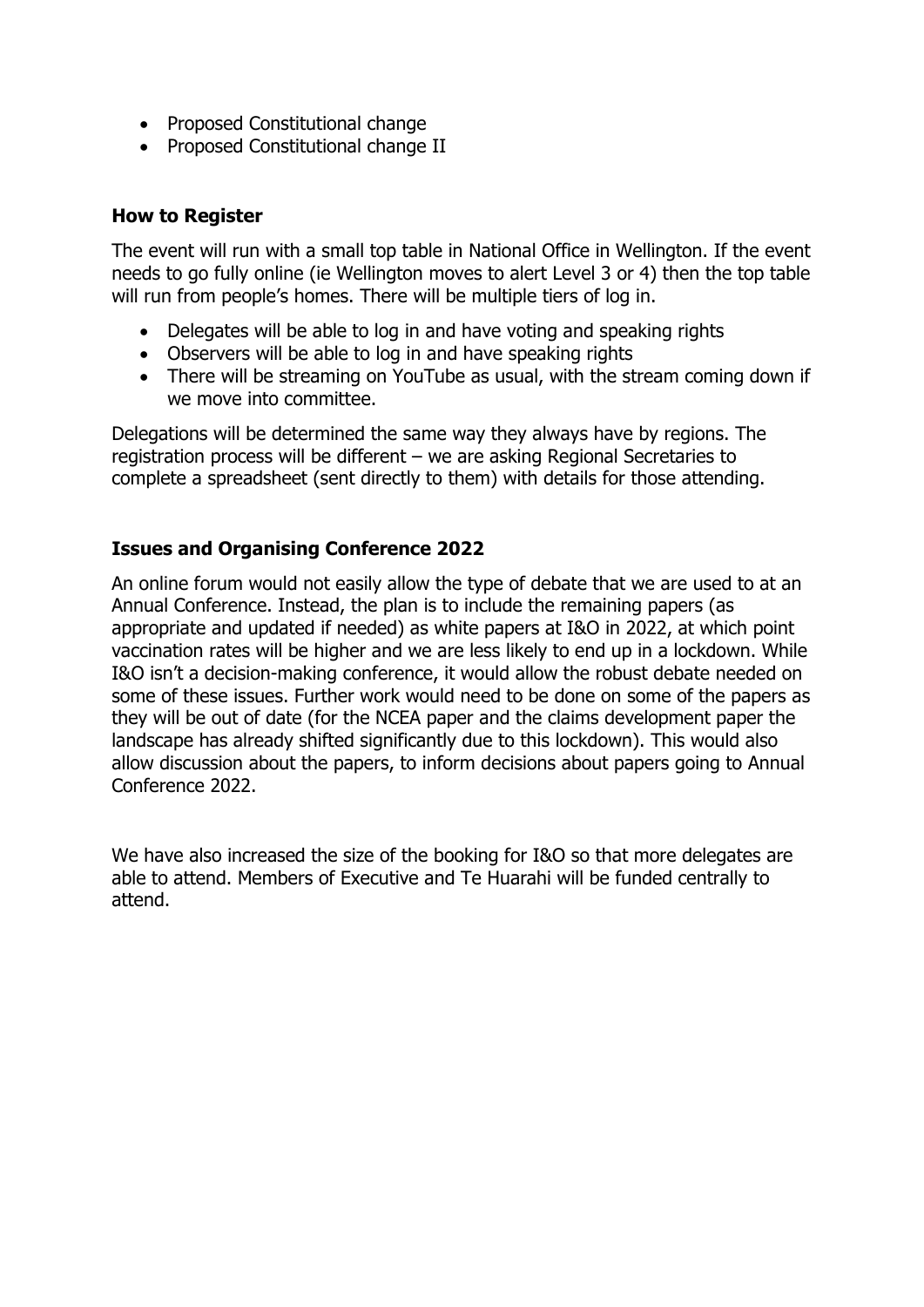- Proposed Constitutional change
- Proposed Constitutional change II

### How to Register

The event will run with a small top table in National Office in Wellington. If the event needs to go fully online (ie Wellington moves to alert Level 3 or 4) then the top table will run from people's homes. There will be multiple tiers of log in.

- Delegates will be able to log in and have voting and speaking rights
- Observers will be able to log in and have speaking rights
- There will be streaming on YouTube as usual, with the stream coming down if we move into committee.

Delegations will be determined the same way they always have by regions. The registration process will be different – we are asking Regional Secretaries to complete a spreadsheet (sent directly to them) with details for those attending.

### Issues and Organising Conference 2022

An online forum would not easily allow the type of debate that we are used to at an Annual Conference. Instead, the plan is to include the remaining papers (as appropriate and updated if needed) as white papers at I&O in 2022, at which point vaccination rates will be higher and we are less likely to end up in a lockdown. While I&O isn't a decision-making conference, it would allow the robust debate needed on some of these issues. Further work would need to be done on some of the papers as they will be out of date (for the NCEA paper and the claims development paper the landscape has already shifted significantly due to this lockdown). This would also allow discussion about the papers, to inform decisions about papers going to Annual Conference 2022.

We have also increased the size of the booking for I&O so that more delegates are able to attend. Members of Executive and Te Huarahi will be funded centrally to attend.